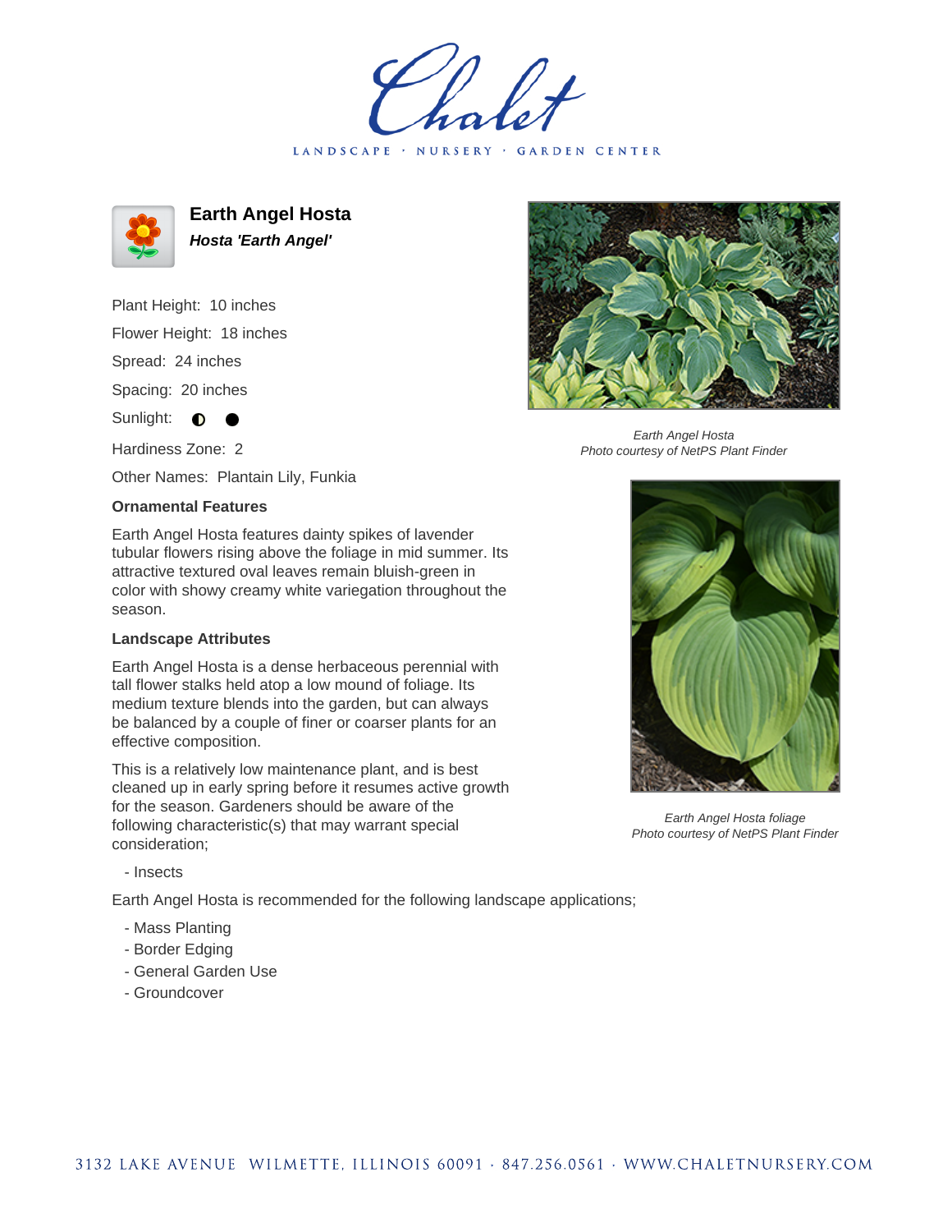Chalet

LANDSCAPE · NURSERY · GARDEN CENTER

# Earth Angel Hosta

***Hosta 'Earth Angel'***

Plant Height: 10 inches

Flower Height: 18 inches

Spread: 24 inches

Spacing: 20 inches

Sunlight: ◐ ●

Hardiness Zone: 2

Other Names: Plantain Lily, Funkia

### Ornamental Features

Earth Angel Hosta features dainty spikes of lavender tubular flowers rising above the foliage in mid summer. Its attractive textured oval leaves remain bluish-green in color with showy creamy white variegation throughout the season.

### Landscape Attributes

Earth Angel Hosta is a dense herbaceous perennial with tall flower stalks held atop a low mound of foliage. Its medium texture blends into the garden, but can always be balanced by a couple of finer or coarser plants for an effective composition.

This is a relatively low maintenance plant, and is best cleaned up in early spring before it resumes active growth for the season. Gardeners should be aware of the following characteristic(s) that may warrant special consideration;

- Insects

Earth Angel Hosta is recommended for the following landscape applications;

- Mass Planting
- Border Edging
- General Garden Use
- Groundcover

*Earth Angel Hosta*
*Photo courtesy of NetPS Plant Finder*

*Earth Angel Hosta foliage*
*Photo courtesy of NetPS Plant Finder*

3132 LAKE AVENUE WILMETTE, ILLINOIS 60091 · 847.256.0561 · WWW.CHALETNURSERY.COM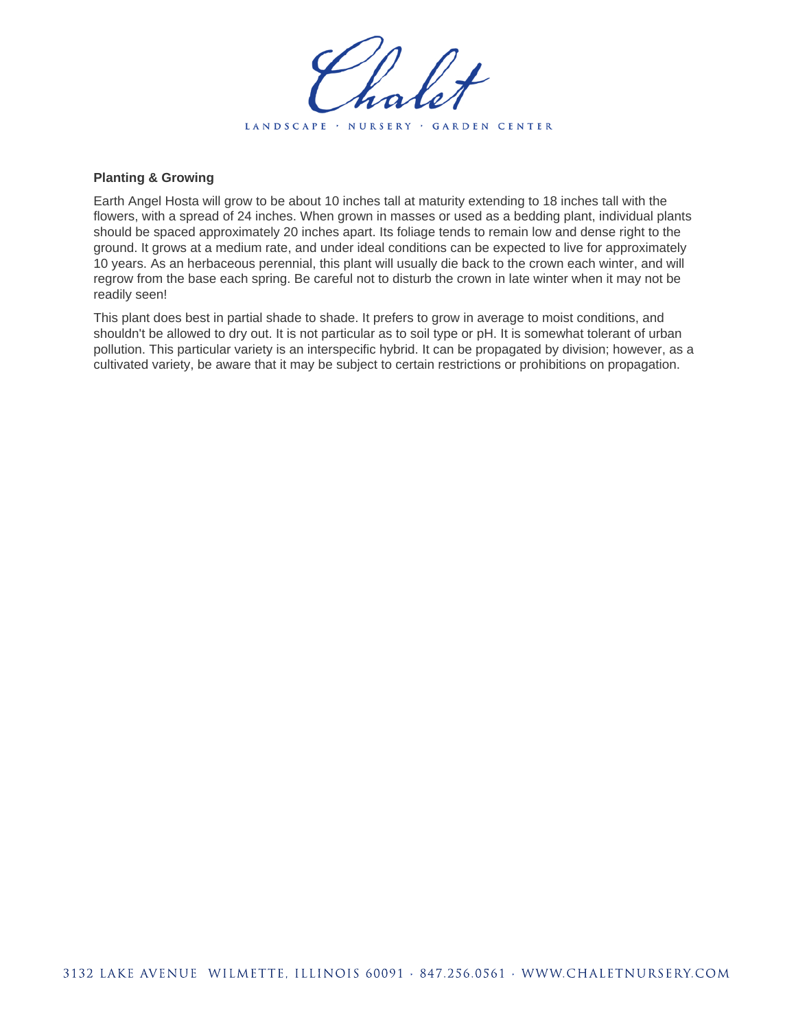**Planting & Growing**

Earth Angel Hosta will grow to be about 10 inches tall at maturity extending to 18 inches tall with the flowers, with a spread of 24 inches. When grown in masses or used as a bedding plant, individual plants should be spaced approximately 20 inches apart. Its foliage tends to remain low and dense right to the ground. It grows at a medium rate, and under ideal conditions can be expected to live for approximately 10 years. As an herbaceous perennial, this plant will usually die back to the crown each winter, and will regrow from the base each spring. Be careful not to disturb the crown in late winter when it may not be readily seen!

This plant does best in partial shade to shade. It prefers to grow in average to moist conditions, and shouldn't be allowed to dry out. It is not particular as to soil type or pH. It is somewhat tolerant of urban pollution. This particular variety is an interspecific hybrid. It can be propagated by division; however, as a cultivated variety, be aware that it may be subject to certain restrictions or prohibitions on propagation.